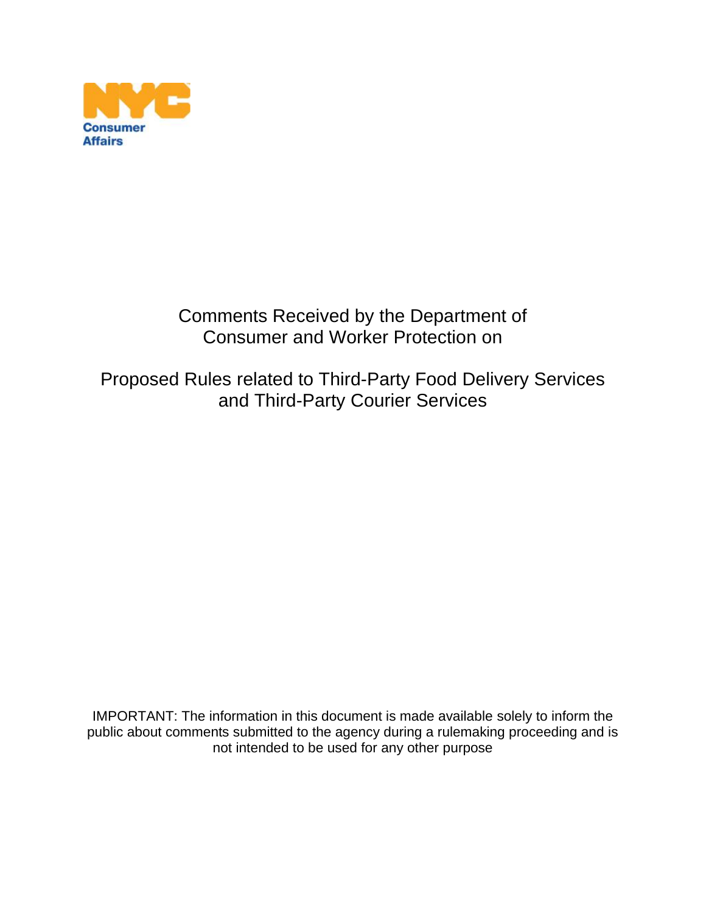NYC Consumer Affairs

# Comments Received by the Department of Consumer and Worker Protection on

# Proposed Rules related to Third-Party Food Delivery Services and Third-Party Courier Services

IMPORTANT: The information in this document is made available solely to inform the public about comments submitted to the agency during a rulemaking proceeding and is not intended to be used for any other purpose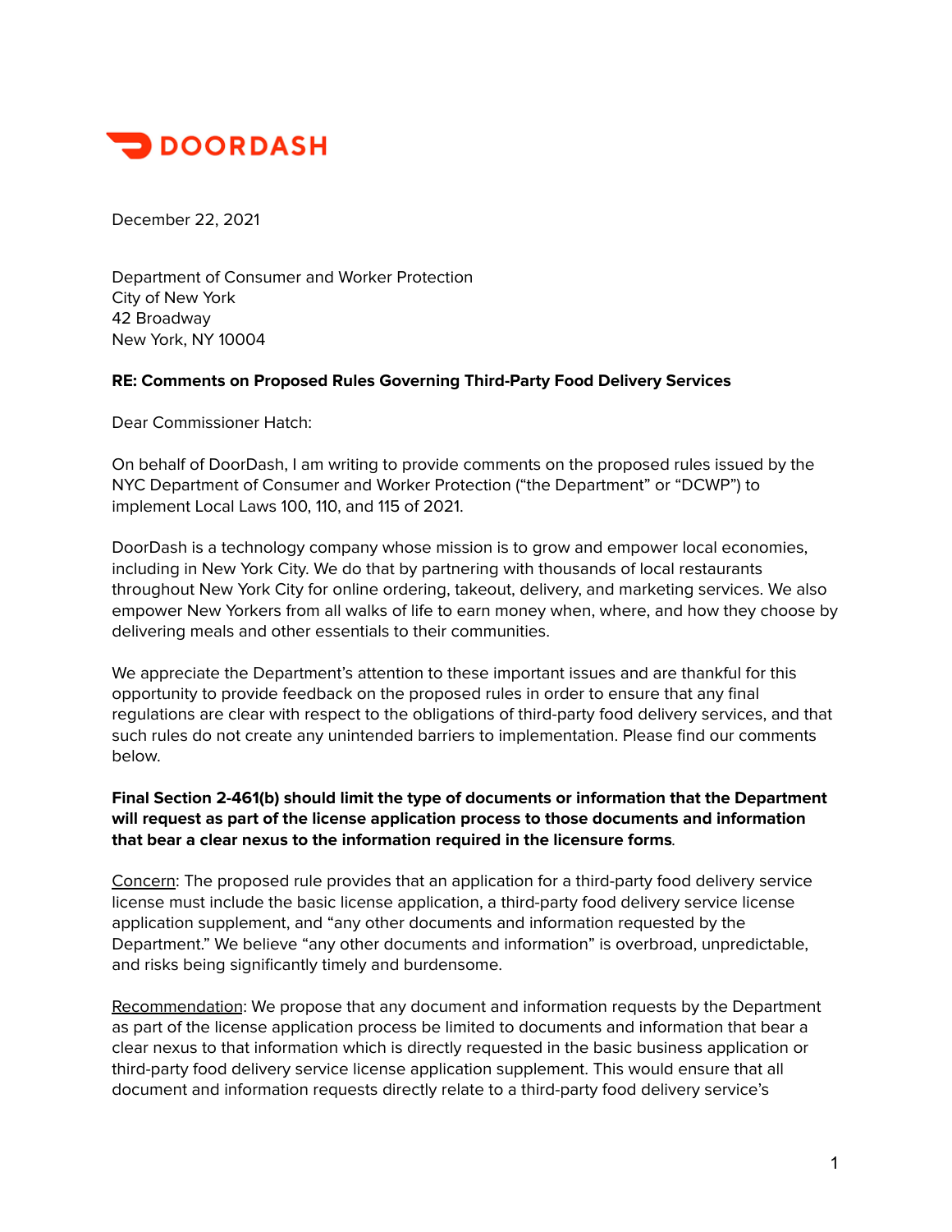DOORDASH

December 22, 2021

Department of Consumer and Worker Protection
City of New York
42 Broadway
New York, NY 10004

**RE: Comments on Proposed Rules Governing Third-Party Food Delivery Services**

Dear Commissioner Hatch:

On behalf of DoorDash, I am writing to provide comments on the proposed rules issued by the NYC Department of Consumer and Worker Protection ("the Department" or "DCWP") to implement Local Laws 100, 110, and 115 of 2021.

DoorDash is a technology company whose mission is to grow and empower local economies, including in New York City. We do that by partnering with thousands of local restaurants throughout New York City for online ordering, takeout, delivery, and marketing services. We also empower New Yorkers from all walks of life to earn money when, where, and how they choose by delivering meals and other essentials to their communities.

We appreciate the Department's attention to these important issues and are thankful for this opportunity to provide feedback on the proposed rules in order to ensure that any final regulations are clear with respect to the obligations of third-party food delivery services, and that such rules do not create any unintended barriers to implementation. Please find our comments below.

**Final Section 2-461(b) should limit the type of documents or information that the Department will request as part of the license application process to those documents and information that bear a clear nexus to the information required in the licensure forms**.

<u>Concern</u>: The proposed rule provides that an application for a third-party food delivery service license must include the basic license application, a third-party food delivery service license application supplement, and "any other documents and information requested by the Department." We believe "any other documents and information" is overbroad, unpredictable, and risks being significantly timely and burdensome.

<u>Recommendation</u>: We propose that any document and information requests by the Department as part of the license application process be limited to documents and information that bear a clear nexus to that information which is directly requested in the basic business application or third-party food delivery service license application supplement. This would ensure that all document and information requests directly relate to a third-party food delivery service's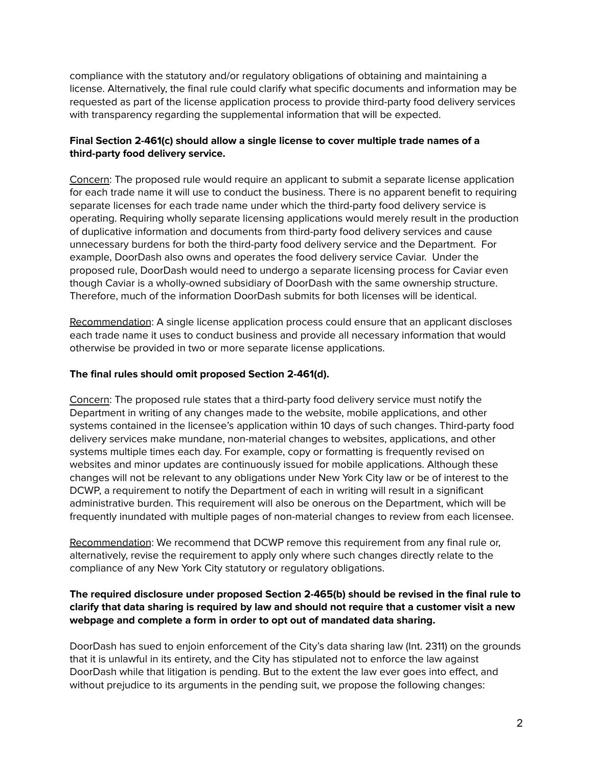compliance with the statutory and/or regulatory obligations of obtaining and maintaining a license. Alternatively, the final rule could clarify what specific documents and information may be requested as part of the license application process to provide third-party food delivery services with transparency regarding the supplemental information that will be expected.

**Final Section 2-461(c) should allow a single license to cover multiple trade names of a third-party food delivery service.**

<u>Concern</u>: The proposed rule would require an applicant to submit a separate license application for each trade name it will use to conduct the business. There is no apparent benefit to requiring separate licenses for each trade name under which the third-party food delivery service is operating. Requiring wholly separate licensing applications would merely result in the production of duplicative information and documents from third-party food delivery services and cause unnecessary burdens for both the third-party food delivery service and the Department. For example, DoorDash also owns and operates the food delivery service Caviar. Under the proposed rule, DoorDash would need to undergo a separate licensing process for Caviar even though Caviar is a wholly-owned subsidiary of DoorDash with the same ownership structure. Therefore, much of the information DoorDash submits for both licenses will be identical.

<u>Recommendation</u>: A single license application process could ensure that an applicant discloses each trade name it uses to conduct business and provide all necessary information that would otherwise be provided in two or more separate license applications.

**The final rules should omit proposed Section 2-461(d).**

<u>Concern</u>: The proposed rule states that a third-party food delivery service must notify the Department in writing of any changes made to the website, mobile applications, and other systems contained in the licensee's application within 10 days of such changes. Third-party food delivery services make mundane, non-material changes to websites, applications, and other systems multiple times each day. For example, copy or formatting is frequently revised on websites and minor updates are continuously issued for mobile applications. Although these changes will not be relevant to any obligations under New York City law or be of interest to the DCWP, a requirement to notify the Department of each in writing will result in a significant administrative burden. This requirement will also be onerous on the Department, which will be frequently inundated with multiple pages of non-material changes to review from each licensee.

<u>Recommendation</u>: We recommend that DCWP remove this requirement from any final rule or, alternatively, revise the requirement to apply only where such changes directly relate to the compliance of any New York City statutory or regulatory obligations.

**The required disclosure under proposed Section 2-465(b) should be revised in the final rule to clarify that data sharing is required by law and should not require that a customer visit a new webpage and complete a form in order to opt out of mandated data sharing.**

DoorDash has sued to enjoin enforcement of the City's data sharing law (Int. 2311) on the grounds that it is unlawful in its entirety, and the City has stipulated not to enforce the law against DoorDash while that litigation is pending. But to the extent the law ever goes into effect, and without prejudice to its arguments in the pending suit, we propose the following changes: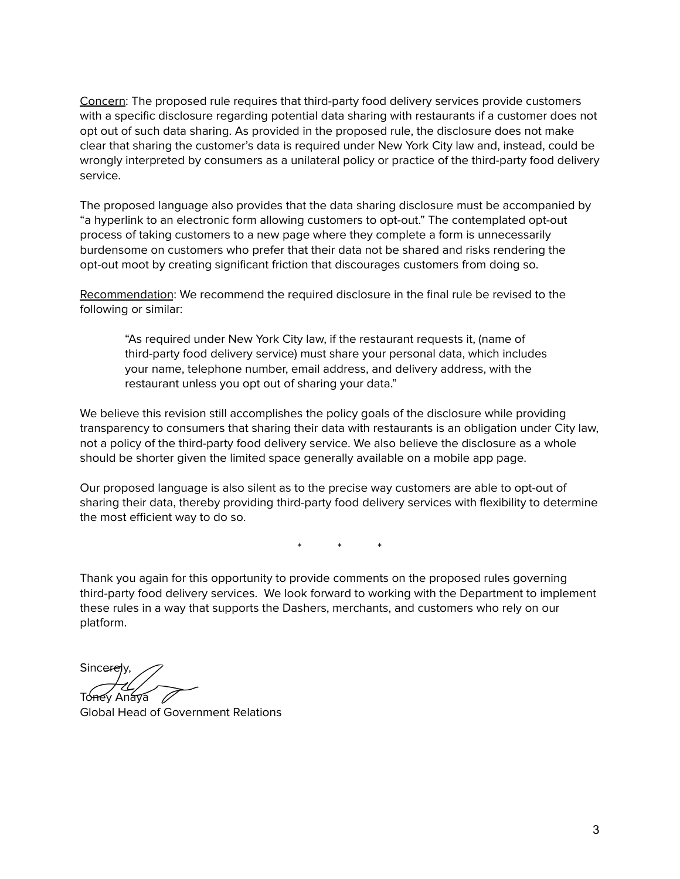<u>Concern</u>: The proposed rule requires that third-party food delivery services provide customers with a specific disclosure regarding potential data sharing with restaurants if a customer does not opt out of such data sharing. As provided in the proposed rule, the disclosure does not make clear that sharing the customer's data is required under New York City law and, instead, could be wrongly interpreted by consumers as a unilateral policy or practice of the third-party food delivery service.

The proposed language also provides that the data sharing disclosure must be accompanied by "a hyperlink to an electronic form allowing customers to opt-out." The contemplated opt-out process of taking customers to a new page where they complete a form is unnecessarily burdensome on customers who prefer that their data not be shared and risks rendering the opt-out moot by creating significant friction that discourages customers from doing so.

<u>Recommendation</u>: We recommend the required disclosure in the final rule be revised to the following or similar:

> "As required under New York City law, if the restaurant requests it, (name of third-party food delivery service) must share your personal data, which includes your name, telephone number, email address, and delivery address, with the restaurant unless you opt out of sharing your data."

We believe this revision still accomplishes the policy goals of the disclosure while providing transparency to consumers that sharing their data with restaurants is an obligation under City law, not a policy of the third-party food delivery service. We also believe the disclosure as a whole should be shorter given the limited space generally available on a mobile app page.

Our proposed language is also silent as to the precise way customers are able to opt-out of sharing their data, thereby providing third-party food delivery services with flexibility to determine the most efficient way to do so.

\*   \*   \*

Thank you again for this opportunity to provide comments on the proposed rules governing third-party food delivery services. We look forward to working with the Department to implement these rules in a way that supports the Dashers, merchants, and customers who rely on our platform.

Sincerely,

Toney Anaya
Global Head of Government Relations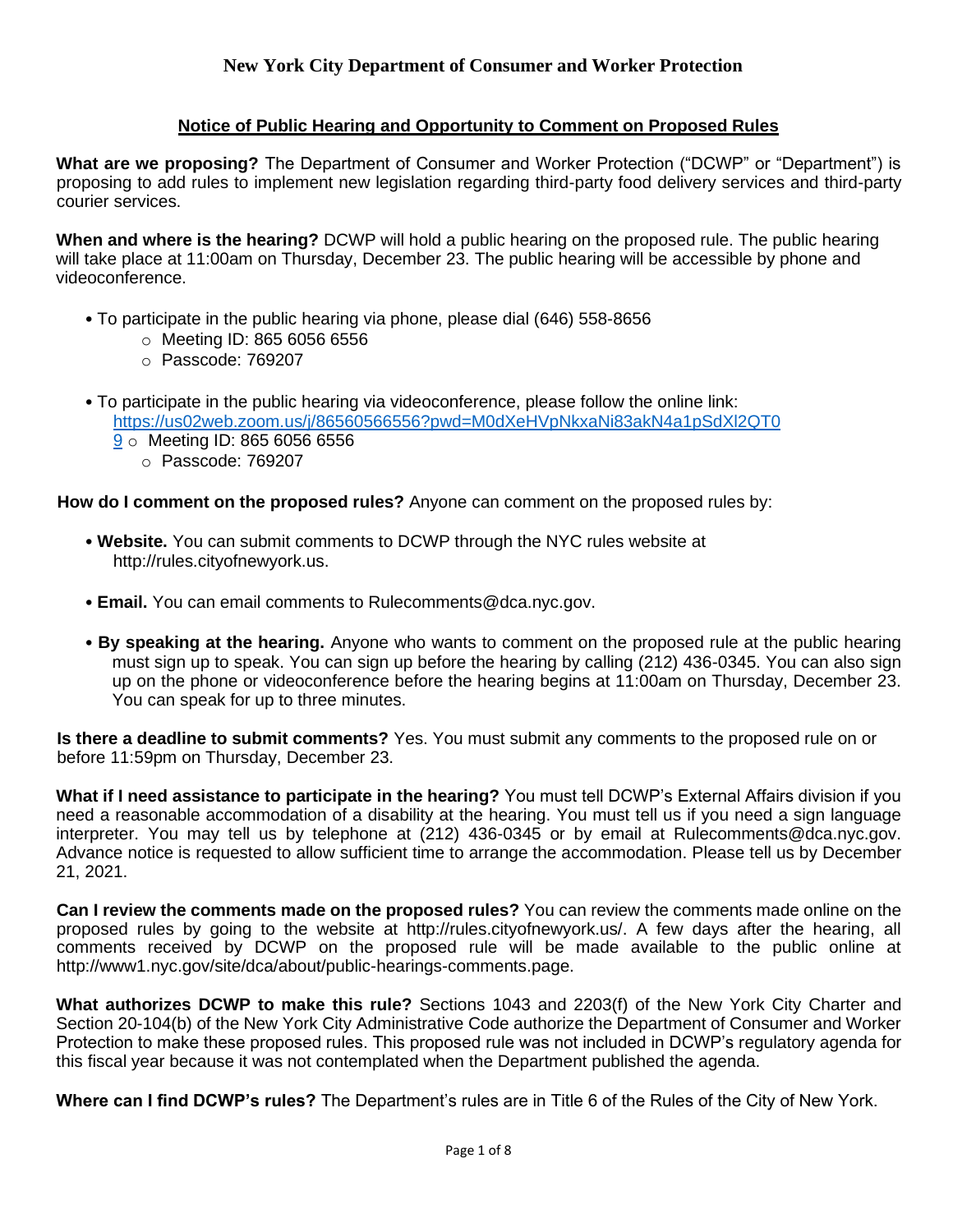**New York City Department of Consumer and Worker Protection**

## Notice of Public Hearing and Opportunity to Comment on Proposed Rules

**What are we proposing?** The Department of Consumer and Worker Protection ("DCWP" or "Department") is proposing to add rules to implement new legislation regarding third-party food delivery services and third-party courier services.

**When and where is the hearing?** DCWP will hold a public hearing on the proposed rule. The public hearing will take place at 11:00am on Thursday, December 23. The public hearing will be accessible by phone and videoconference.

- To participate in the public hearing via phone, please dial (646) 558-8656
  - Meeting ID: 865 6056 6556
  - Passcode: 769207
- To participate in the public hearing via videoconference, please follow the online link: https://us02web.zoom.us/j/86560566556?pwd=M0dXeHVpNkxaNi83akN4a1pSdXl2QT09
  - Meeting ID: 865 6056 6556
  - Passcode: 769207

**How do I comment on the proposed rules?** Anyone can comment on the proposed rules by:

- **Website.** You can submit comments to DCWP through the NYC rules website at http://rules.cityofnewyork.us.
- **Email.** You can email comments to Rulecomments@dca.nyc.gov.
- **By speaking at the hearing.** Anyone who wants to comment on the proposed rule at the public hearing must sign up to speak. You can sign up before the hearing by calling (212) 436-0345. You can also sign up on the phone or videoconference before the hearing begins at 11:00am on Thursday, December 23. You can speak for up to three minutes.

**Is there a deadline to submit comments?** Yes. You must submit any comments to the proposed rule on or before 11:59pm on Thursday, December 23.

**What if I need assistance to participate in the hearing?** You must tell DCWP's External Affairs division if you need a reasonable accommodation of a disability at the hearing. You must tell us if you need a sign language interpreter. You may tell us by telephone at (212) 436-0345 or by email at Rulecomments@dca.nyc.gov. Advance notice is requested to allow sufficient time to arrange the accommodation. Please tell us by December 21, 2021.

**Can I review the comments made on the proposed rules?** You can review the comments made online on the proposed rules by going to the website at http://rules.cityofnewyork.us/. A few days after the hearing, all comments received by DCWP on the proposed rule will be made available to the public online at http://www1.nyc.gov/site/dca/about/public-hearings-comments.page.

**What authorizes DCWP to make this rule?** Sections 1043 and 2203(f) of the New York City Charter and Section 20-104(b) of the New York City Administrative Code authorize the Department of Consumer and Worker Protection to make these proposed rules. This proposed rule was not included in DCWP's regulatory agenda for this fiscal year because it was not contemplated when the Department published the agenda.

**Where can I find DCWP's rules?** The Department's rules are in Title 6 of the Rules of the City of New York.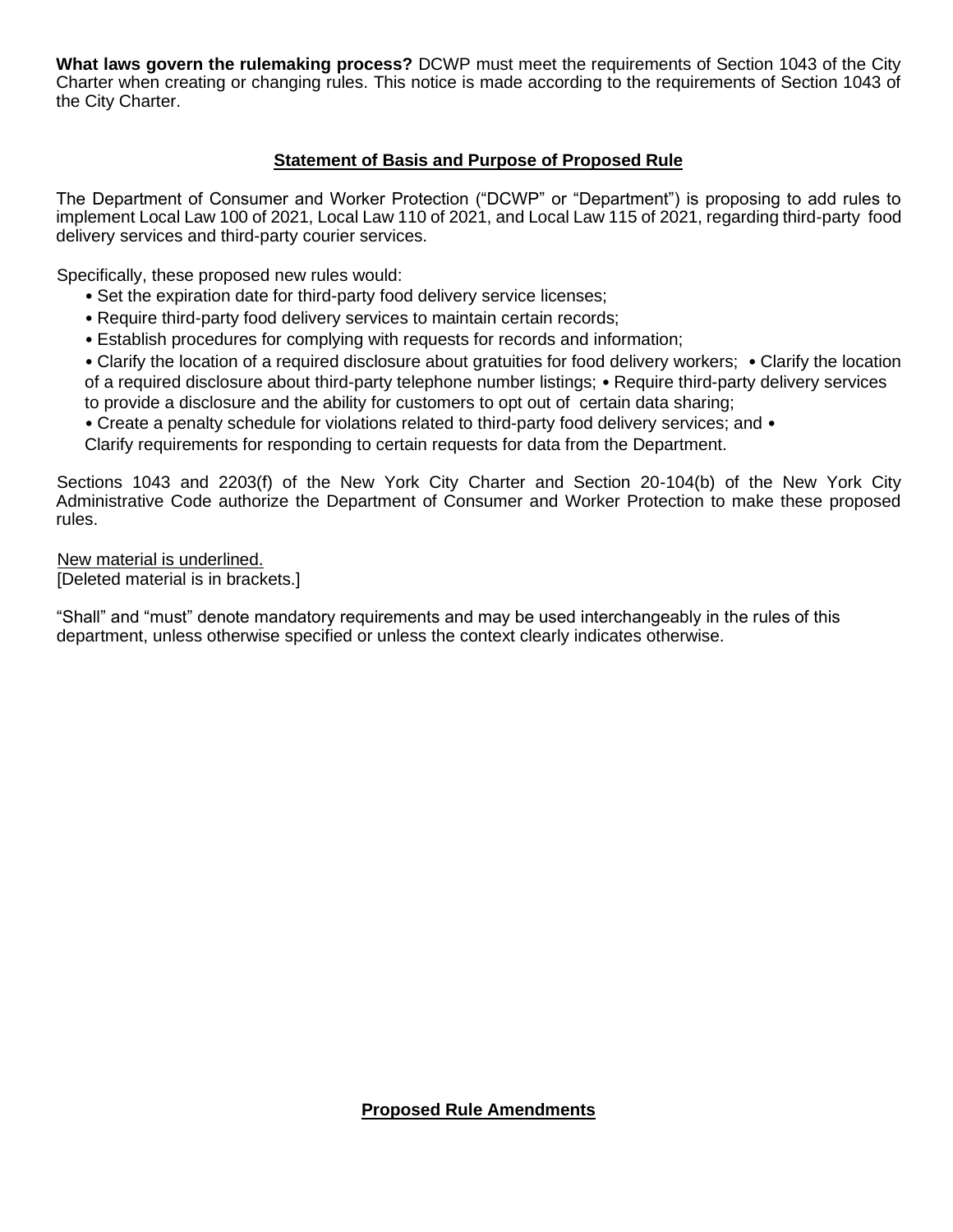**What laws govern the rulemaking process?** DCWP must meet the requirements of Section 1043 of the City Charter when creating or changing rules. This notice is made according to the requirements of Section 1043 of the City Charter.

## Statement of Basis and Purpose of Proposed Rule

The Department of Consumer and Worker Protection ("DCWP" or "Department") is proposing to add rules to implement Local Law 100 of 2021, Local Law 110 of 2021, and Local Law 115 of 2021, regarding third-party food delivery services and third-party courier services.

Specifically, these proposed new rules would:

- Set the expiration date for third-party food delivery service licenses;
- Require third-party food delivery services to maintain certain records;
- Establish procedures for complying with requests for records and information;
- Clarify the location of a required disclosure about gratuities for food delivery workers;
- Clarify the location of a required disclosure about third-party telephone number listings;
- Require third-party delivery services to provide a disclosure and the ability for customers to opt out of certain data sharing;
- Create a penalty schedule for violations related to third-party food delivery services; and
- Clarify requirements for responding to certain requests for data from the Department.

Sections 1043 and 2203(f) of the New York City Charter and Section 20-104(b) of the New York City Administrative Code authorize the Department of Consumer and Worker Protection to make these proposed rules.

New material is underlined.
[Deleted material is in brackets.]

"Shall" and "must" denote mandatory requirements and may be used interchangeably in the rules of this department, unless otherwise specified or unless the context clearly indicates otherwise.

## Proposed Rule Amendments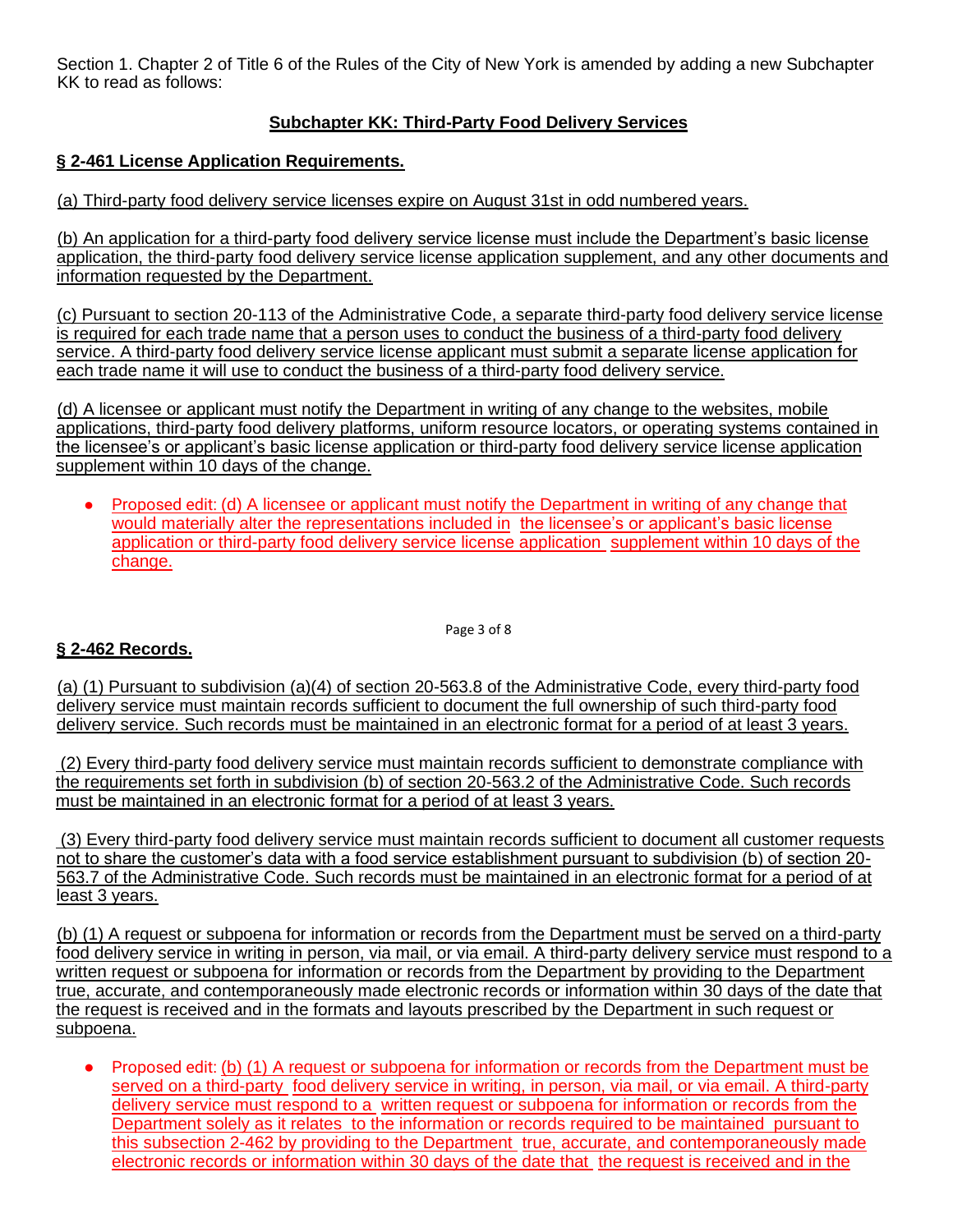Section 1. Chapter 2 of Title 6 of the Rules of the City of New York is amended by adding a new Subchapter KK to read as follows:

**Subchapter KK: Third-Party Food Delivery Services**

**§ 2-461 License Application Requirements.**

(a) Third-party food delivery service licenses expire on August 31st in odd numbered years.

(b) An application for a third-party food delivery service license must include the Department's basic license application, the third-party food delivery service license application supplement, and any other documents and information requested by the Department.

(c) Pursuant to section 20-113 of the Administrative Code, a separate third-party food delivery service license is required for each trade name that a person uses to conduct the business of a third-party food delivery service. A third-party food delivery service license applicant must submit a separate license application for each trade name it will use to conduct the business of a third-party food delivery service.

(d) A licensee or applicant must notify the Department in writing of any change to the websites, mobile applications, third-party food delivery platforms, uniform resource locators, or operating systems contained in the licensee's or applicant's basic license application or third-party food delivery service license application supplement within 10 days of the change.

- Proposed edit: (d) A licensee or applicant must notify the Department in writing of any change that would materially alter the representations included in the licensee's or applicant's basic license application or third-party food delivery service license application supplement within 10 days of the change.

**§ 2-462 Records.**

(a) (1) Pursuant to subdivision (a)(4) of section 20-563.8 of the Administrative Code, every third-party food delivery service must maintain records sufficient to document the full ownership of such third-party food delivery service. Such records must be maintained in an electronic format for a period of at least 3 years.

(2) Every third-party food delivery service must maintain records sufficient to demonstrate compliance with the requirements set forth in subdivision (b) of section 20-563.2 of the Administrative Code. Such records must be maintained in an electronic format for a period of at least 3 years.

(3) Every third-party food delivery service must maintain records sufficient to document all customer requests not to share the customer's data with a food service establishment pursuant to subdivision (b) of section 20-563.7 of the Administrative Code. Such records must be maintained in an electronic format for a period of at least 3 years.

(b) (1) A request or subpoena for information or records from the Department must be served on a third-party food delivery service in writing in person, via mail, or via email. A third-party delivery service must respond to a written request or subpoena for information or records from the Department by providing to the Department true, accurate, and contemporaneously made electronic records or information within 30 days of the date that the request is received and in the formats and layouts prescribed by the Department in such request or subpoena.

- Proposed edit: (b) (1) A request or subpoena for information or records from the Department must be served on a third-party food delivery service in writing, in person, via mail, or via email. A third-party delivery service must respond to a written request or subpoena for information or records from the Department solely as it relates to the information or records required to be maintained pursuant to this subsection 2-462 by providing to the Department true, accurate, and contemporaneously made electronic records or information within 30 days of the date that the request is received and in the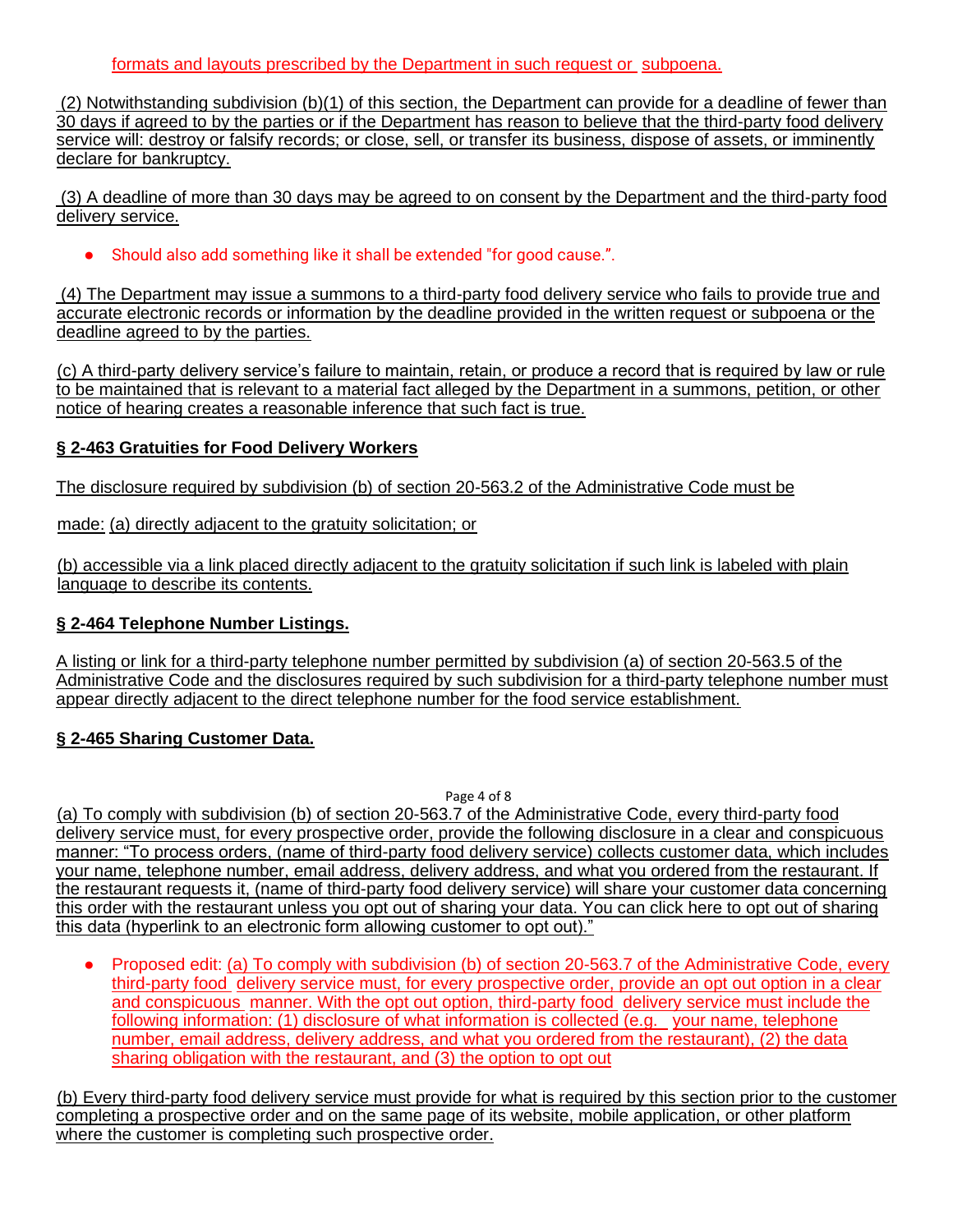formats and layouts prescribed by the Department in such request or subpoena.

(2) Notwithstanding subdivision (b)(1) of this section, the Department can provide for a deadline of fewer than 30 days if agreed to by the parties or if the Department has reason to believe that the third-party food delivery service will: destroy or falsify records; or close, sell, or transfer its business, dispose of assets, or imminently declare for bankruptcy.

(3) A deadline of more than 30 days may be agreed to on consent by the Department and the third-party food delivery service.

- Should also add something like it shall be extended "for good cause.".

(4) The Department may issue a summons to a third-party food delivery service who fails to provide true and accurate electronic records or information by the deadline provided in the written request or subpoena or the deadline agreed to by the parties.

(c) A third-party delivery service's failure to maintain, retain, or produce a record that is required by law or rule to be maintained that is relevant to a material fact alleged by the Department in a summons, petition, or other notice of hearing creates a reasonable inference that such fact is true.

### § 2-463 Gratuities for Food Delivery Workers

The disclosure required by subdivision (b) of section 20-563.2 of the Administrative Code must be made: (a) directly adjacent to the gratuity solicitation; or

(b) accessible via a link placed directly adjacent to the gratuity solicitation if such link is labeled with plain language to describe its contents.

### § 2-464 Telephone Number Listings.

A listing or link for a third-party telephone number permitted by subdivision (a) of section 20-563.5 of the Administrative Code and the disclosures required by such subdivision for a third-party telephone number must appear directly adjacent to the direct telephone number for the food service establishment.

### § 2-465 Sharing Customer Data.

(a) To comply with subdivision (b) of section 20-563.7 of the Administrative Code, every third-party food delivery service must, for every prospective order, provide the following disclosure in a clear and conspicuous manner: "To process orders, (name of third-party food delivery service) collects customer data, which includes your name, telephone number, email address, delivery address, and what you ordered from the restaurant. If the restaurant requests it, (name of third-party food delivery service) will share your customer data concerning this order with the restaurant unless you opt out of sharing your data. You can click here to opt out of sharing this data (hyperlink to an electronic form allowing customer to opt out)."

- Proposed edit: (a) To comply with subdivision (b) of section 20-563.7 of the Administrative Code, every third-party food delivery service must, for every prospective order, provide an opt out option in a clear and conspicuous manner. With the opt out option, third-party food delivery service must include the following information: (1) disclosure of what information is collected (e.g. your name, telephone number, email address, delivery address, and what you ordered from the restaurant), (2) the data sharing obligation with the restaurant, and (3) the option to opt out

(b) Every third-party food delivery service must provide for what is required by this section prior to the customer completing a prospective order and on the same page of its website, mobile application, or other platform where the customer is completing such prospective order.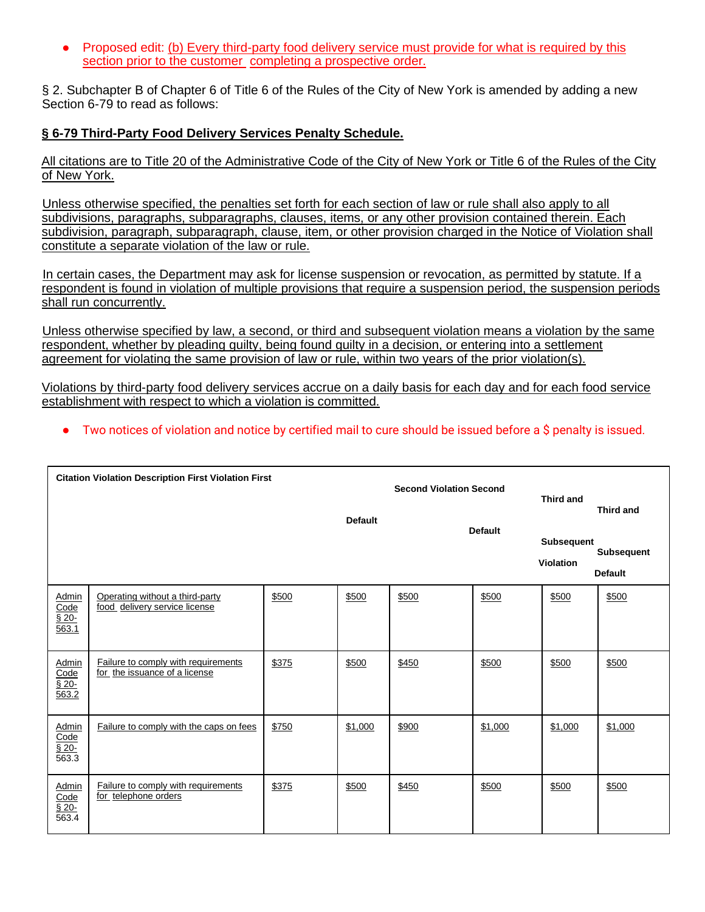- Proposed edit: (b) Every third-party food delivery service must provide for what is required by this section prior to the customer completing a prospective order.

§ 2. Subchapter B of Chapter 6 of Title 6 of the Rules of the City of New York is amended by adding a new Section 6-79 to read as follows:

**§ 6-79 Third-Party Food Delivery Services Penalty Schedule.**

All citations are to Title 20 of the Administrative Code of the City of New York or Title 6 of the Rules of the City of New York.

Unless otherwise specified, the penalties set forth for each section of law or rule shall also apply to all subdivisions, paragraphs, subparagraphs, clauses, items, or any other provision contained therein. Each subdivision, paragraph, subparagraph, clause, item, or other provision charged in the Notice of Violation shall constitute a separate violation of the law or rule.

In certain cases, the Department may ask for license suspension or revocation, as permitted by statute. If a respondent is found in violation of multiple provisions that require a suspension period, the suspension periods shall run concurrently.

Unless otherwise specified by law, a second, or third and subsequent violation means a violation by the same respondent, whether by pleading guilty, being found guilty in a decision, or entering into a settlement agreement for violating the same provision of law or rule, within two years of the prior violation(s).

Violations by third-party food delivery services accrue on a daily basis for each day and for each food service establishment with respect to which a violation is committed.

- Two notices of violation and notice by certified mail to cure should be issued before a $ penalty is issued.

| Citation | Violation Description | First Violation | First Default | Second Violation | Second Default | Third and Subsequent Violation | Third and Subsequent Default |
|---|---|---|---|---|---|---|---|
| Admin Code § 20-563.1 | Operating without a third-party food delivery service license | $500 | $500 | $500 | $500 | $500 | $500 |
| Admin Code § 20-563.2 | Failure to comply with requirements for the issuance of a license | $375 | $500 | $450 | $500 | $500 | $500 |
| Admin Code § 20-563.3 | Failure to comply with the caps on fees | $750 | $1,000 | $900 | $1,000 | $1,000 | $1,000 |
| Admin Code § 20-563.4 | Failure to comply with requirements for telephone orders | $375 | $500 | $450 | $500 | $500 | $500 |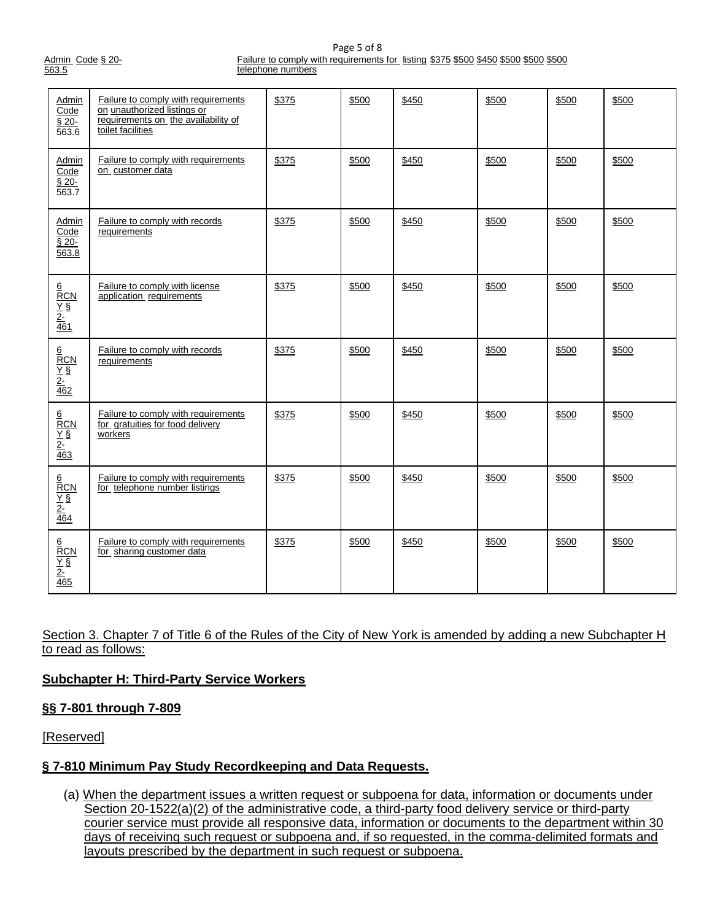| Admin Code § 20-563.5 | Failure to comply with requirements for listing telephone numbers | $375 | $500 | $450 | $500 | $500 | $500 |
|---|---|---|---|---|---|---|---|
| Admin Code § 20-563.6 | Failure to comply with requirements on unauthorized listings or requirements on the availability of toilet facilities | $375 | $500 | $450 | $500 | $500 | $500 |
| Admin Code § 20-563.7 | Failure to comply with requirements on customer data | $375 | $500 | $450 | $500 | $500 | $500 |
| Admin Code § 20-563.8 | Failure to comply with records requirements | $375 | $500 | $450 | $500 | $500 | $500 |
| 6 RCNY § 2-461 | Failure to comply with license application requirements | $375 | $500 | $450 | $500 | $500 | $500 |
| 6 RCNY § 2-462 | Failure to comply with records requirements | $375 | $500 | $450 | $500 | $500 | $500 |
| 6 RCNY § 2-463 | Failure to comply with requirements for gratuities for food delivery workers | $375 | $500 | $450 | $500 | $500 | $500 |
| 6 RCNY § 2-464 | Failure to comply with requirements for telephone number listings | $375 | $500 | $450 | $500 | $500 | $500 |
| 6 RCNY § 2-465 | Failure to comply with requirements for sharing customer data | $375 | $500 | $450 | $500 | $500 | $500 |

Section 3. Chapter 7 of Title 6 of the Rules of the City of New York is amended by adding a new Subchapter H to read as follows:

**Subchapter H: Third-Party Service Workers**

**§§ 7-801 through 7-809**

[Reserved]

**§ 7-810 Minimum Pay Study Recordkeeping and Data Requests.**

(a) When the department issues a written request or subpoena for data, information or documents under Section 20-1522(a)(2) of the administrative code, a third-party food delivery service or third-party courier service must provide all responsive data, information or documents to the department within 30 days of receiving such request or subpoena and, if so requested, in the comma-delimited formats and layouts prescribed by the department in such request or subpoena.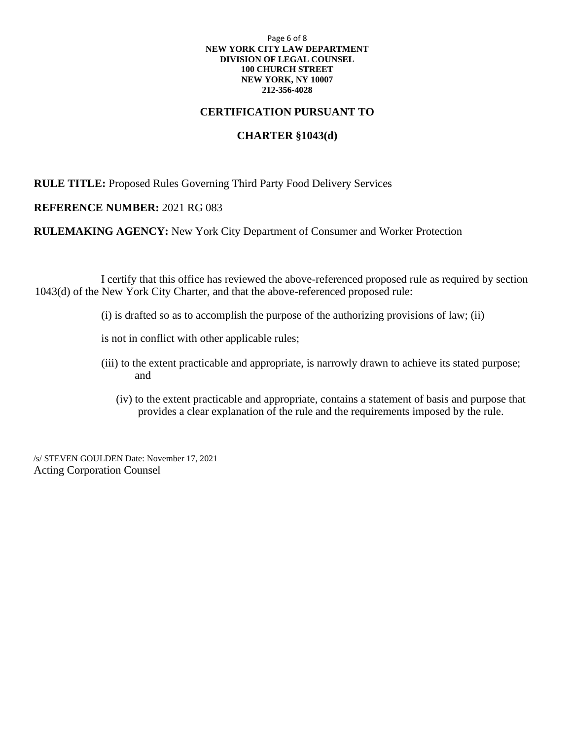**NEW YORK CITY LAW DEPARTMENT**
**DIVISION OF LEGAL COUNSEL**
**100 CHURCH STREET**
**NEW YORK, NY 10007**
**212-356-4028**

## CERTIFICATION PURSUANT TO

## CHARTER §1043(d)

**RULE TITLE:** Proposed Rules Governing Third Party Food Delivery Services

**REFERENCE NUMBER:** 2021 RG 083

**RULEMAKING AGENCY:** New York City Department of Consumer and Worker Protection

I certify that this office has reviewed the above-referenced proposed rule as required by section 1043(d) of the New York City Charter, and that the above-referenced proposed rule:

(i) is drafted so as to accomplish the purpose of the authorizing provisions of law; (ii) is not in conflict with other applicable rules;

(iii) to the extent practicable and appropriate, is narrowly drawn to achieve its stated purpose; and

(iv) to the extent practicable and appropriate, contains a statement of basis and purpose that provides a clear explanation of the rule and the requirements imposed by the rule.

/s/ STEVEN GOULDEN Date: November 17, 2021
Acting Corporation Counsel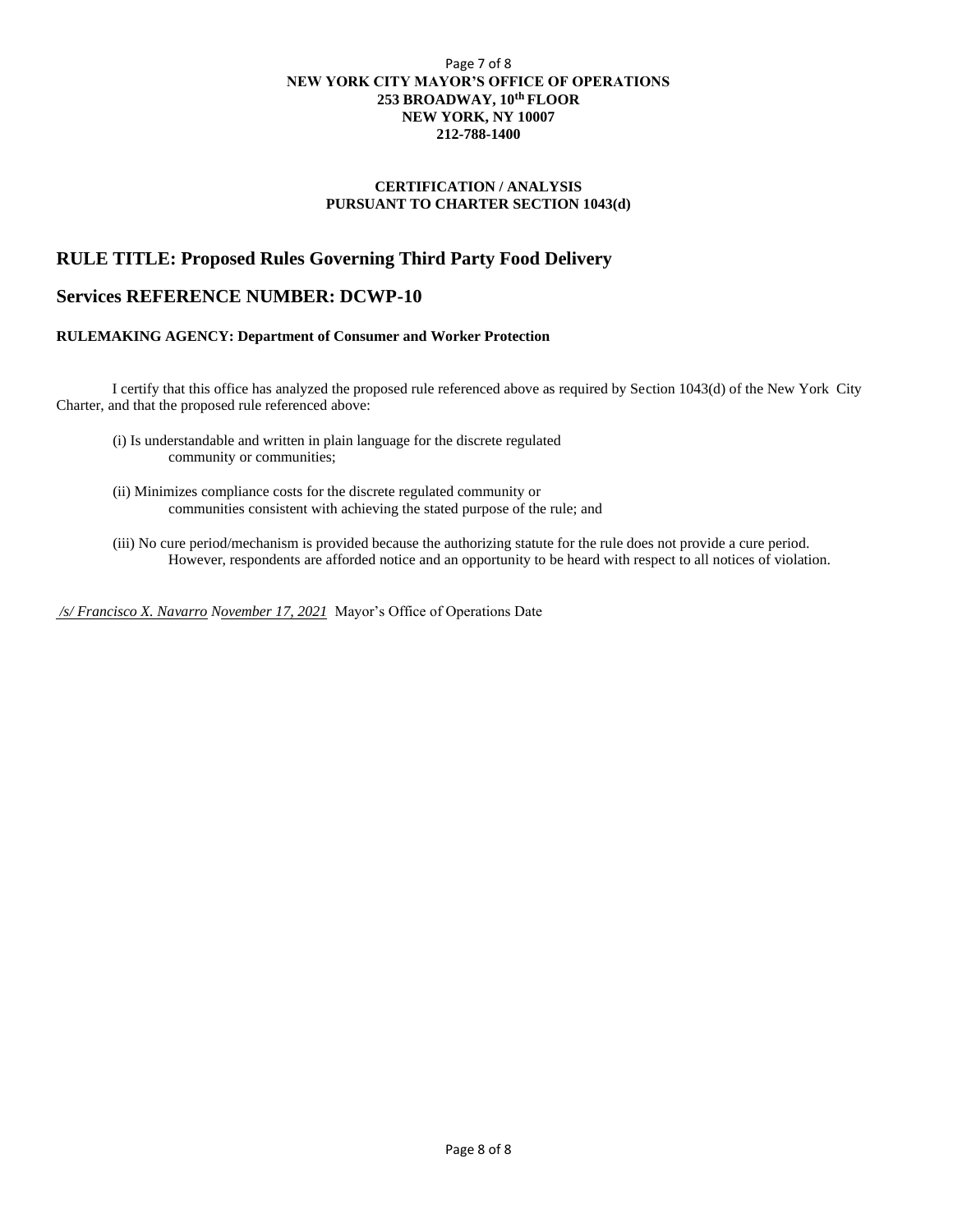**NEW YORK CITY MAYOR'S OFFICE OF OPERATIONS**
**253 BROADWAY, 10th FLOOR**
**NEW YORK, NY 10007**
**212-788-1400**

**CERTIFICATION / ANALYSIS**
**PURSUANT TO CHARTER SECTION 1043(d)**

## RULE TITLE: Proposed Rules Governing Third Party Food Delivery

## Services REFERENCE NUMBER: DCWP-10

**RULEMAKING AGENCY: Department of Consumer and Worker Protection**

I certify that this office has analyzed the proposed rule referenced above as required by Section 1043(d) of the New York City Charter, and that the proposed rule referenced above:

(i) Is understandable and written in plain language for the discrete regulated community or communities;

(ii) Minimizes compliance costs for the discrete regulated community or communities consistent with achieving the stated purpose of the rule; and

(iii) No cure period/mechanism is provided because the authorizing statute for the rule does not provide a cure period. However, respondents are afforded notice and an opportunity to be heard with respect to all notices of violation.

*/s/ Francisco X. Navarro* *November 17, 2021* Mayor's Office of Operations Date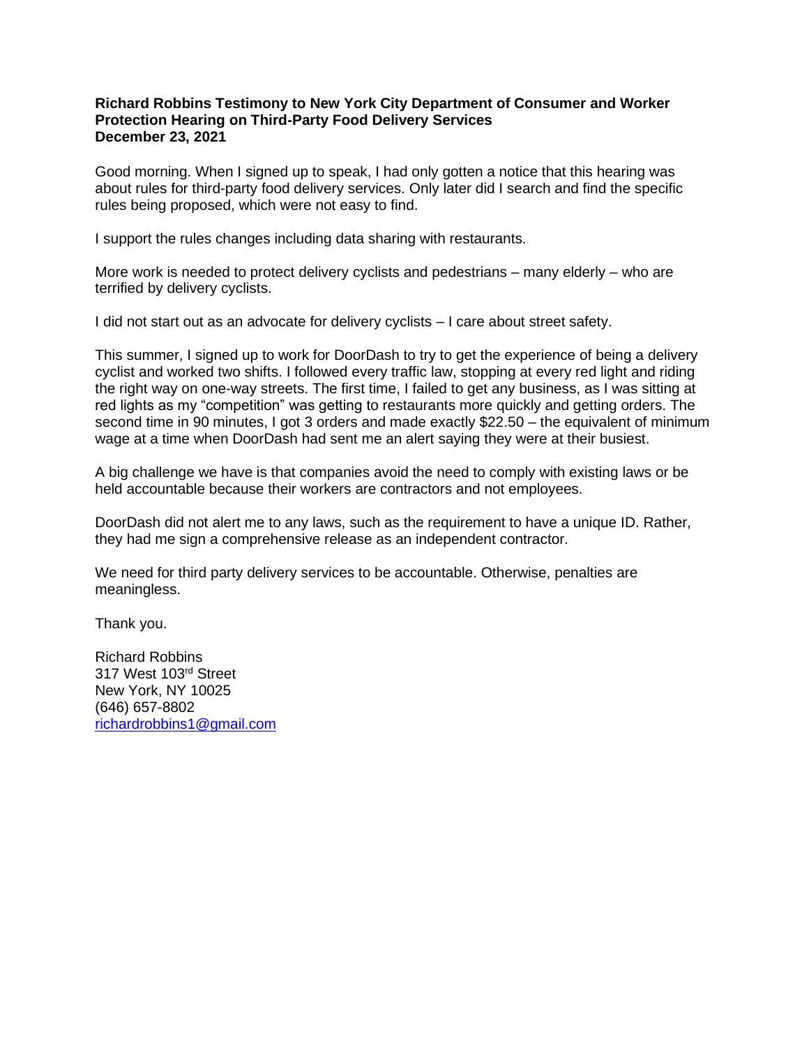**Richard Robbins Testimony to New York City Department of Consumer and Worker Protection Hearing on Third-Party Food Delivery Services**
**December 23, 2021**

Good morning. When I signed up to speak, I had only gotten a notice that this hearing was about rules for third-party food delivery services. Only later did I search and find the specific rules being proposed, which were not easy to find.

I support the rules changes including data sharing with restaurants.

More work is needed to protect delivery cyclists and pedestrians – many elderly – who are terrified by delivery cyclists.

I did not start out as an advocate for delivery cyclists – I care about street safety.

This summer, I signed up to work for DoorDash to try to get the experience of being a delivery cyclist and worked two shifts. I followed every traffic law, stopping at every red light and riding the right way on one-way streets. The first time, I failed to get any business, as I was sitting at red lights as my "competition" was getting to restaurants more quickly and getting orders. The second time in 90 minutes, I got 3 orders and made exactly $22.50 – the equivalent of minimum wage at a time when DoorDash had sent me an alert saying they were at their busiest.

A big challenge we have is that companies avoid the need to comply with existing laws or be held accountable because their workers are contractors and not employees.

DoorDash did not alert me to any laws, such as the requirement to have a unique ID. Rather, they had me sign a comprehensive release as an independent contractor.

We need for third party delivery services to be accountable. Otherwise, penalties are meaningless.

Thank you.

Richard Robbins
317 West 103rd Street
New York, NY 10025
(646) 657-8802
richardrobbins1@gmail.com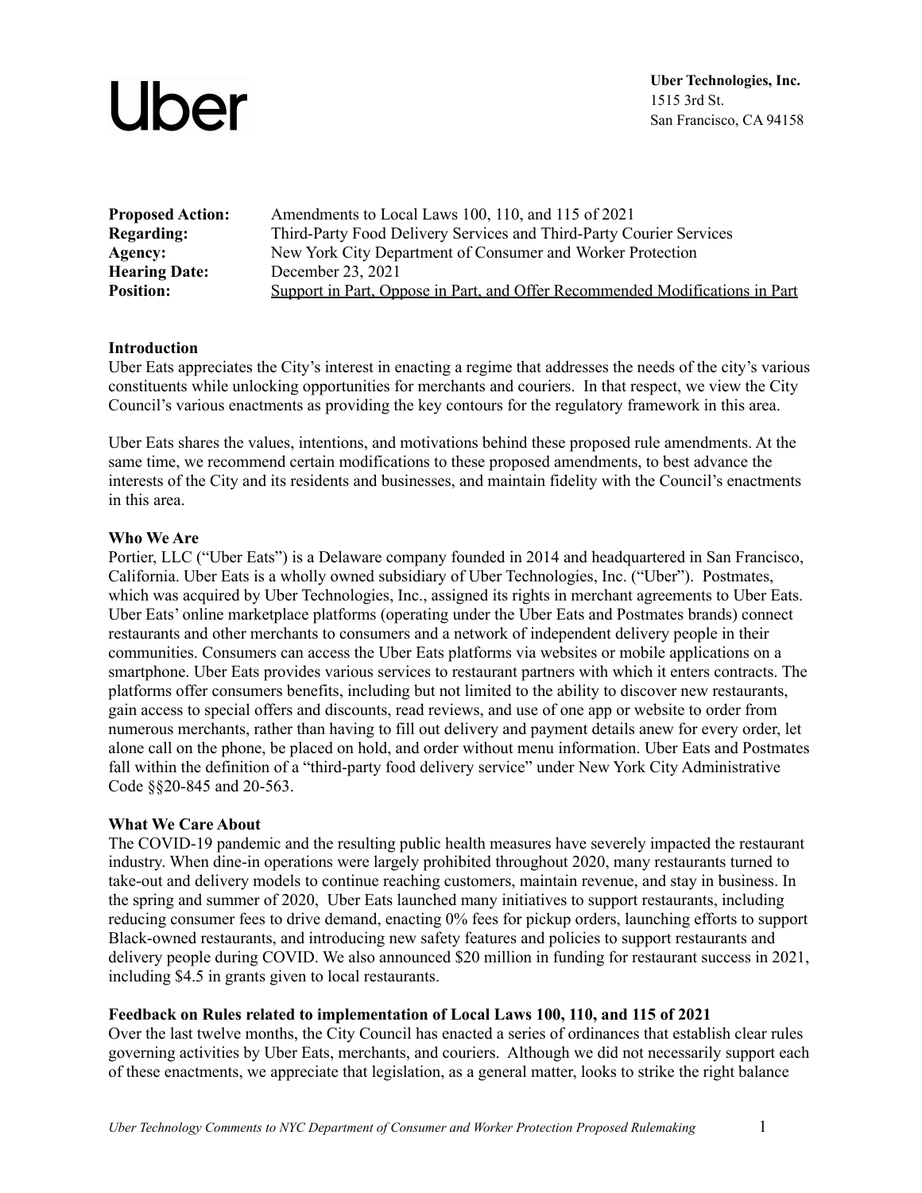Uber

**Uber Technologies, Inc.**
1515 3rd St.
San Francisco, CA 94158

| | |
|---|---|
| **Proposed Action:** | Amendments to Local Laws 100, 110, and 115 of 2021 |
| **Regarding:** | Third-Party Food Delivery Services and Third-Party Courier Services |
| **Agency:** | New York City Department of Consumer and Worker Protection |
| **Hearing Date:** | December 23, 2021 |
| **Position:** | Support in Part, Oppose in Part, and Offer Recommended Modifications in Part |

**Introduction**

Uber Eats appreciates the City's interest in enacting a regime that addresses the needs of the city's various constituents while unlocking opportunities for merchants and couriers. In that respect, we view the City Council's various enactments as providing the key contours for the regulatory framework in this area.

Uber Eats shares the values, intentions, and motivations behind these proposed rule amendments. At the same time, we recommend certain modifications to these proposed amendments, to best advance the interests of the City and its residents and businesses, and maintain fidelity with the Council's enactments in this area.

**Who We Are**

Portier, LLC ("Uber Eats") is a Delaware company founded in 2014 and headquartered in San Francisco, California. Uber Eats is a wholly owned subsidiary of Uber Technologies, Inc. ("Uber"). Postmates, which was acquired by Uber Technologies, Inc., assigned its rights in merchant agreements to Uber Eats. Uber Eats' online marketplace platforms (operating under the Uber Eats and Postmates brands) connect restaurants and other merchants to consumers and a network of independent delivery people in their communities. Consumers can access the Uber Eats platforms via websites or mobile applications on a smartphone. Uber Eats provides various services to restaurant partners with which it enters contracts. The platforms offer consumers benefits, including but not limited to the ability to discover new restaurants, gain access to special offers and discounts, read reviews, and use of one app or website to order from numerous merchants, rather than having to fill out delivery and payment details anew for every order, let alone call on the phone, be placed on hold, and order without menu information. Uber Eats and Postmates fall within the definition of a "third-party food delivery service" under New York City Administrative Code §§20-845 and 20-563.

**What We Care About**

The COVID-19 pandemic and the resulting public health measures have severely impacted the restaurant industry. When dine-in operations were largely prohibited throughout 2020, many restaurants turned to take-out and delivery models to continue reaching customers, maintain revenue, and stay in business. In the spring and summer of 2020, Uber Eats launched many initiatives to support restaurants, including reducing consumer fees to drive demand, enacting 0% fees for pickup orders, launching efforts to support Black-owned restaurants, and introducing new safety features and policies to support restaurants and delivery people during COVID. We also announced $20 million in funding for restaurant success in 2021, including $4.5 in grants given to local restaurants.

**Feedback on Rules related to implementation of Local Laws 100, 110, and 115 of 2021**

Over the last twelve months, the City Council has enacted a series of ordinances that establish clear rules governing activities by Uber Eats, merchants, and couriers. Although we did not necessarily support each of these enactments, we appreciate that legislation, as a general matter, looks to strike the right balance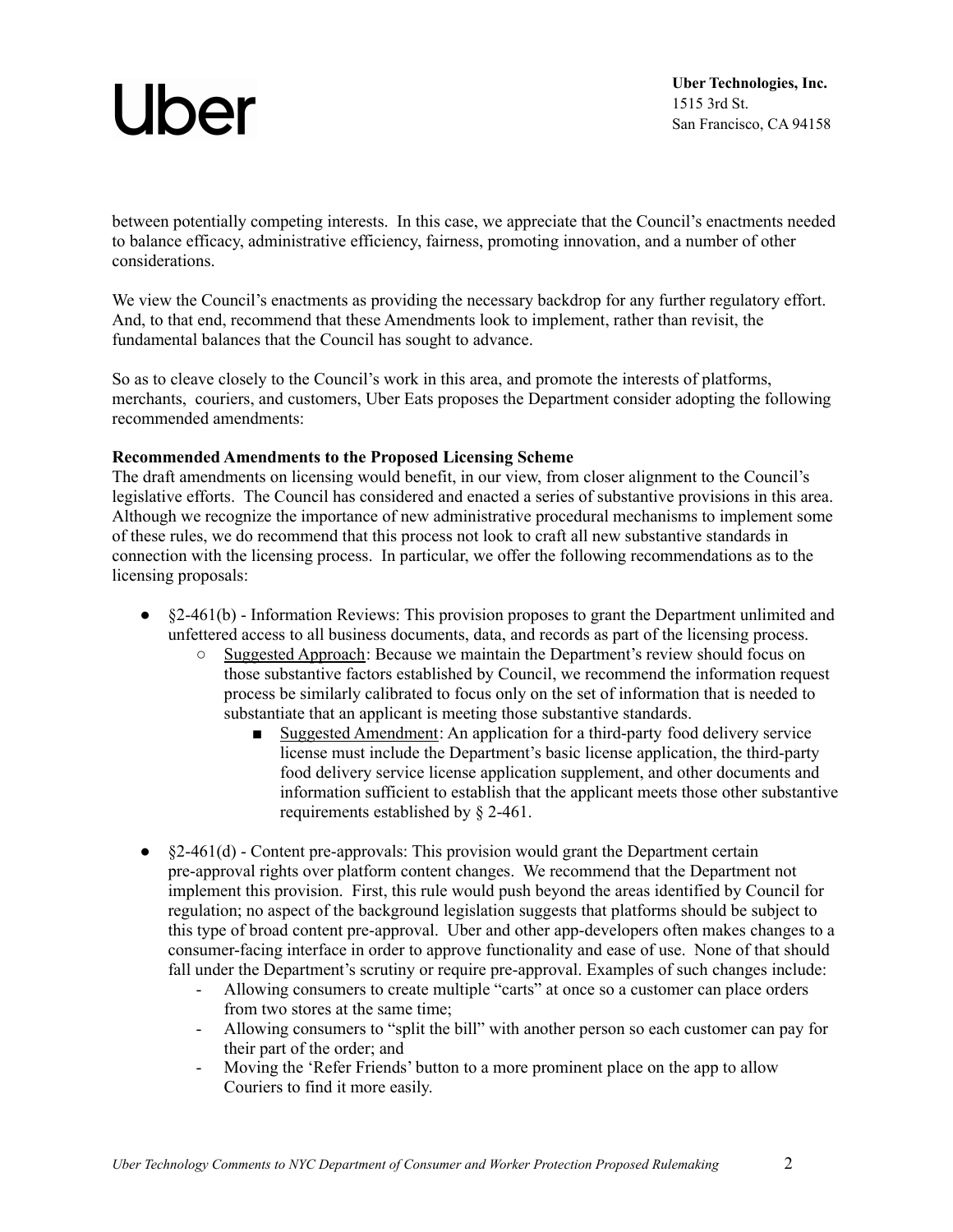between potentially competing interests. In this case, we appreciate that the Council's enactments needed to balance efficacy, administrative efficiency, fairness, promoting innovation, and a number of other considerations.

We view the Council's enactments as providing the necessary backdrop for any further regulatory effort. And, to that end, recommend that these Amendments look to implement, rather than revisit, the fundamental balances that the Council has sought to advance.

So as to cleave closely to the Council's work in this area, and promote the interests of platforms, merchants, couriers, and customers, Uber Eats proposes the Department consider adopting the following recommended amendments:

**Recommended Amendments to the Proposed Licensing Scheme**

The draft amendments on licensing would benefit, in our view, from closer alignment to the Council's legislative efforts. The Council has considered and enacted a series of substantive provisions in this area. Although we recognize the importance of new administrative procedural mechanisms to implement some of these rules, we do recommend that this process not look to craft all new substantive standards in connection with the licensing process. In particular, we offer the following recommendations as to the licensing proposals:

- §2-461(b) - Information Reviews: This provision proposes to grant the Department unlimited and unfettered access to all business documents, data, and records as part of the licensing process.
  - Suggested Approach: Because we maintain the Department's review should focus on those substantive factors established by Council, we recommend the information request process be similarly calibrated to focus only on the set of information that is needed to substantiate that an applicant is meeting those substantive standards.
    - Suggested Amendment: An application for a third-party food delivery service license must include the Department's basic license application, the third-party food delivery service license application supplement, and other documents and information sufficient to establish that the applicant meets those other substantive requirements established by § 2-461.

- §2-461(d) - Content pre-approvals: This provision would grant the Department certain pre-approval rights over platform content changes. We recommend that the Department not implement this provision. First, this rule would push beyond the areas identified by Council for regulation; no aspect of the background legislation suggests that platforms should be subject to this type of broad content pre-approval. Uber and other app-developers often makes changes to a consumer-facing interface in order to approve functionality and ease of use. None of that should fall under the Department's scrutiny or require pre-approval. Examples of such changes include:
  - Allowing consumers to create multiple "carts" at once so a customer can place orders from two stores at the same time;
  - Allowing consumers to "split the bill" with another person so each customer can pay for their part of the order; and
  - Moving the 'Refer Friends' button to a more prominent place on the app to allow Couriers to find it more easily.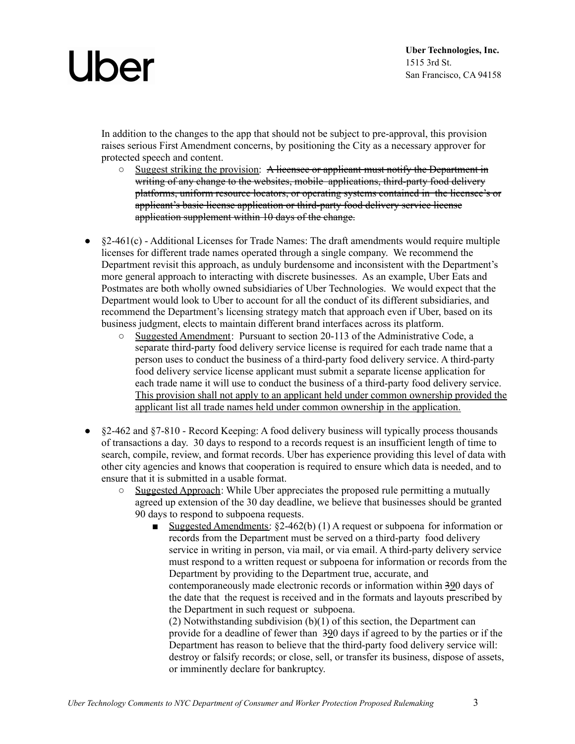In addition to the changes to the app that should not be subject to pre-approval, this provision raises serious First Amendment concerns, by positioning the City as a necessary approver for protected speech and content.

- <u>Suggest striking the provision</u>: ~~A licensee or applicant must notify the Department in writing of any change to the websites, mobile applications, third-party food delivery platforms, uniform resource locators, or operating systems contained in the licensee's or applicant's basic license application or third-party food delivery service license application supplement within 10 days of the change.~~

- §2-461(c) - Additional Licenses for Trade Names: The draft amendments would require multiple licenses for different trade names operated through a single company. We recommend the Department revisit this approach, as unduly burdensome and inconsistent with the Department's more general approach to interacting with discrete businesses. As an example, Uber Eats and Postmates are both wholly owned subsidiaries of Uber Technologies. We would expect that the Department would look to Uber to account for all the conduct of its different subsidiaries, and recommend the Department's licensing strategy match that approach even if Uber, based on its business judgment, elects to maintain different brand interfaces across its platform.
  - <u>Suggested Amendment</u>: Pursuant to section 20-113 of the Administrative Code, a separate third-party food delivery service license is required for each trade name that a person uses to conduct the business of a third-party food delivery service. A third-party food delivery service license applicant must submit a separate license application for each trade name it will use to conduct the business of a third-party food delivery service. <u>This provision shall not apply to an applicant held under common ownership provided the applicant list all trade names held under common ownership in the application.</u>

- §2-462 and §7-810 - Record Keeping: A food delivery business will typically process thousands of transactions a day. 30 days to respond to a records request is an insufficient length of time to search, compile, review, and format records. Uber has experience providing this level of data with other city agencies and knows that cooperation is required to ensure which data is needed, and to ensure that it is submitted in a usable format.
  - <u>Suggested Approach</u>: While Uber appreciates the proposed rule permitting a mutually agreed up extension of the 30 day deadline, we believe that businesses should be granted 90 days to respond to subpoena requests.
    - <u>Suggested Amendments</u>: §2-462(b) (1) A request or subpoena for information or records from the Department must be served on a third-party food delivery service in writing in person, via mail, or via email. A third-party delivery service must respond to a written request or subpoena for information or records from the Department by providing to the Department true, accurate, and contemporaneously made electronic records or information within ~~3~~<u>9</u>0 days of the date that the request is received and in the formats and layouts prescribed by the Department in such request or subpoena.

      (2) Notwithstanding subdivision (b)(1) of this section, the Department can provide for a deadline of fewer than ~~3~~<u>9</u>0 days if agreed to by the parties or if the Department has reason to believe that the third-party food delivery service will: destroy or falsify records; or close, sell, or transfer its business, dispose of assets, or imminently declare for bankruptcy.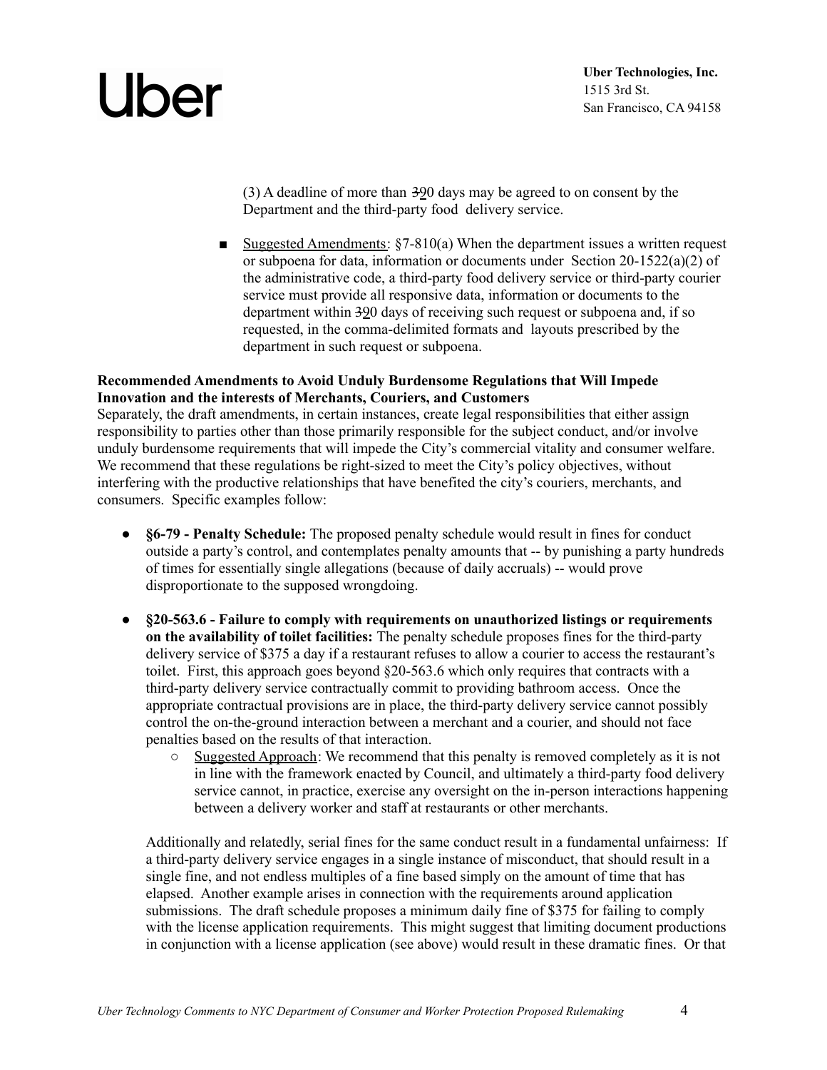(3) A deadline of more than ~~3~~90 days may be agreed to on consent by the Department and the third-party food delivery service.

- Suggested Amendments: §7-810(a) When the department issues a written request or subpoena for data, information or documents under Section 20-1522(a)(2) of the administrative code, a third-party food delivery service or third-party courier service must provide all responsive data, information or documents to the department within ~~3~~90 days of receiving such request or subpoena and, if so requested, in the comma-delimited formats and layouts prescribed by the department in such request or subpoena.

**Recommended Amendments to Avoid Unduly Burdensome Regulations that Will Impede Innovation and the interests of Merchants, Couriers, and Customers**

Separately, the draft amendments, in certain instances, create legal responsibilities that either assign responsibility to parties other than those primarily responsible for the subject conduct, and/or involve unduly burdensome requirements that will impede the City's commercial vitality and consumer welfare. We recommend that these regulations be right-sized to meet the City's policy objectives, without interfering with the productive relationships that have benefited the city's couriers, merchants, and consumers. Specific examples follow:

- **§6-79 - Penalty Schedule:** The proposed penalty schedule would result in fines for conduct outside a party's control, and contemplates penalty amounts that -- by punishing a party hundreds of times for essentially single allegations (because of daily accruals) -- would prove disproportionate to the supposed wrongdoing.

- **§20-563.6 - Failure to comply with requirements on unauthorized listings or requirements on the availability of toilet facilities:** The penalty schedule proposes fines for the third-party delivery service of $375 a day if a restaurant refuses to allow a courier to access the restaurant's toilet. First, this approach goes beyond §20-563.6 which only requires that contracts with a third-party delivery service contractually commit to providing bathroom access. Once the appropriate contractual provisions are in place, the third-party delivery service cannot possibly control the on-the-ground interaction between a merchant and a courier, and should not face penalties based on the results of that interaction.
    - Suggested Approach: We recommend that this penalty is removed completely as it is not in line with the framework enacted by Council, and ultimately a third-party food delivery service cannot, in practice, exercise any oversight on the in-person interactions happening between a delivery worker and staff at restaurants or other merchants.

  Additionally and relatedly, serial fines for the same conduct result in a fundamental unfairness: If a third-party delivery service engages in a single instance of misconduct, that should result in a single fine, and not endless multiples of a fine based simply on the amount of time that has elapsed. Another example arises in connection with the requirements around application submissions. The draft schedule proposes a minimum daily fine of $375 for failing to comply with the license application requirements. This might suggest that limiting document productions in conjunction with a license application (see above) would result in these dramatic fines. Or that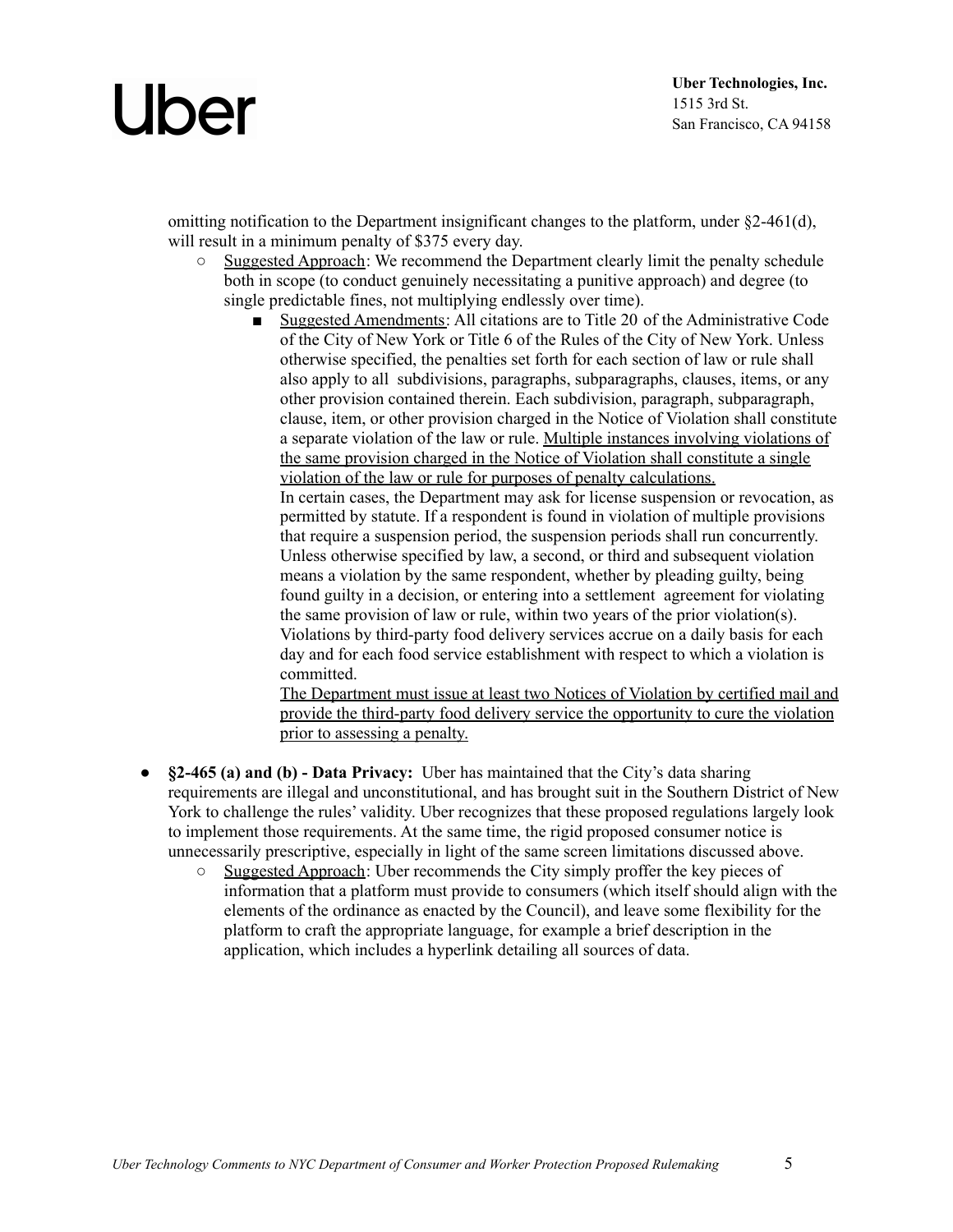omitting notification to the Department insignificant changes to the platform, under §2-461(d), will result in a minimum penalty of $375 every day.

- Suggested Approach: We recommend the Department clearly limit the penalty schedule both in scope (to conduct genuinely necessitating a punitive approach) and degree (to single predictable fines, not multiplying endlessly over time).
  - Suggested Amendments: All citations are to Title 20 of the Administrative Code of the City of New York or Title 6 of the Rules of the City of New York. Unless otherwise specified, the penalties set forth for each section of law or rule shall also apply to all subdivisions, paragraphs, subparagraphs, clauses, items, or any other provision contained therein. Each subdivision, paragraph, subparagraph, clause, item, or other provision charged in the Notice of Violation shall constitute a separate violation of the law or rule. <u>Multiple instances involving violations of the same provision charged in the Notice of Violation shall constitute a single violation of the law or rule for purposes of penalty calculations.</u>
    In certain cases, the Department may ask for license suspension or revocation, as permitted by statute. If a respondent is found in violation of multiple provisions that require a suspension period, the suspension periods shall run concurrently. Unless otherwise specified by law, a second, or third and subsequent violation means a violation by the same respondent, whether by pleading guilty, being found guilty in a decision, or entering into a settlement agreement for violating the same provision of law or rule, within two years of the prior violation(s). Violations by third-party food delivery services accrue on a daily basis for each day and for each food service establishment with respect to which a violation is committed.
    <u>The Department must issue at least two Notices of Violation by certified mail and provide the third-party food delivery service the opportunity to cure the violation prior to assessing a penalty.</u>

- **§2-465 (a) and (b) - Data Privacy:** Uber has maintained that the City's data sharing requirements are illegal and unconstitutional, and has brought suit in the Southern District of New York to challenge the rules' validity. Uber recognizes that these proposed regulations largely look to implement those requirements. At the same time, the rigid proposed consumer notice is unnecessarily prescriptive, especially in light of the same screen limitations discussed above.
  - Suggested Approach: Uber recommends the City simply proffer the key pieces of information that a platform must provide to consumers (which itself should align with the elements of the ordinance as enacted by the Council), and leave some flexibility for the platform to craft the appropriate language, for example a brief description in the application, which includes a hyperlink detailing all sources of data.